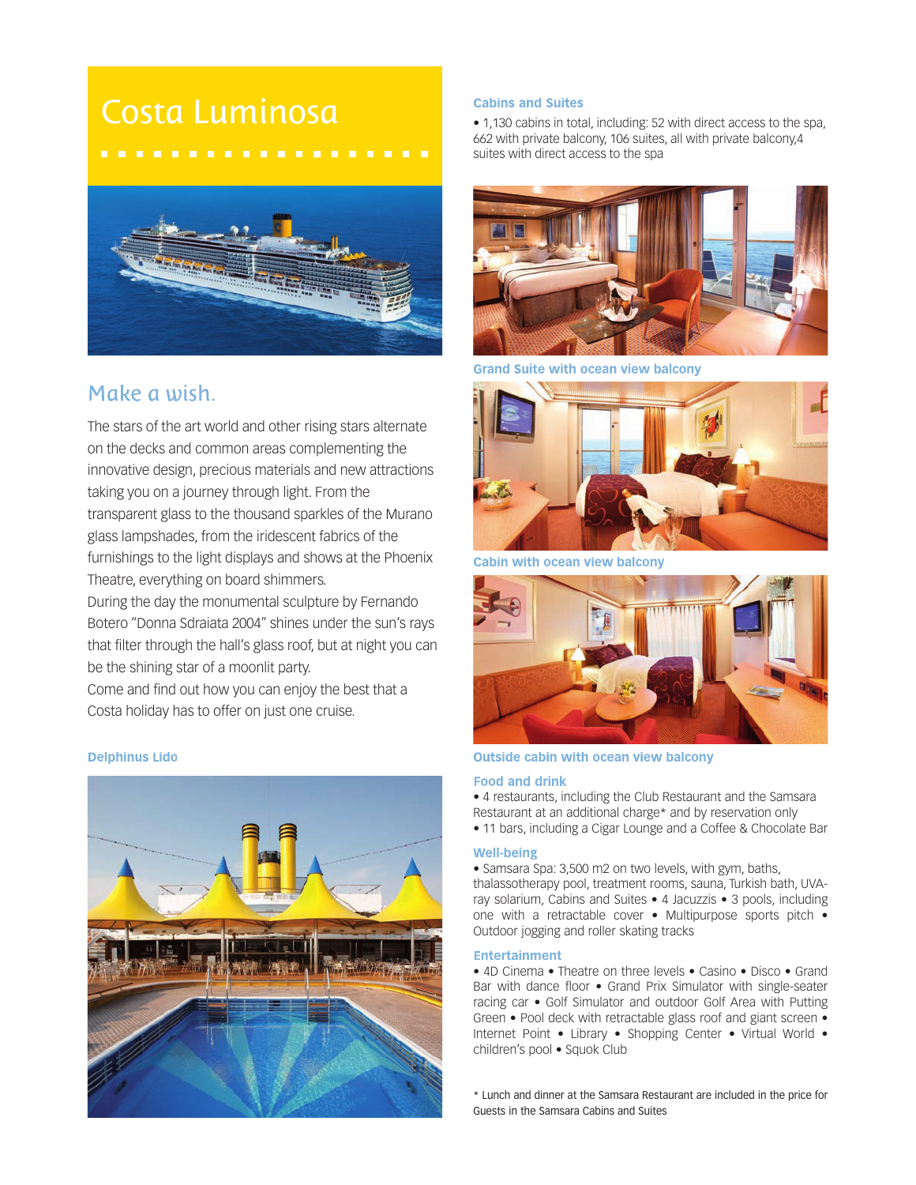# Costa Luminosa

## Make a wish.

The stars of the art world and other rising stars alternate on the decks and common areas complementing the innovative design, precious materials and new attractions taking you on a journey through light. From the transparent glass to the thousand sparkles of the Murano glass lampshades, from the iridescent fabrics of the furnishings to the light displays and shows at the Phoenix Theatre, everything on board shimmers.
During the day the monumental sculpture by Fernando Botero "Donna Sdraiata 2004" shines under the sun's rays that filter through the hall's glass roof, but at night you can be the shining star of a moonlit party.
Come and find out how you can enjoy the best that a Costa holiday has to offer on just one cruise.

**Delphinus Lido**

### Cabins and Suites

• 1,130 cabins in total, including: 52 with direct access to the spa, 662 with private balcony, 106 suites, all with private balcony,4 suites with direct access to the spa

**Grand Suite with ocean view balcony**

**Cabin with ocean view balcony**

**Outside cabin with ocean view balcony**

### Food and drink

• 4 restaurants, including the Club Restaurant and the Samsara Restaurant at an additional charge* and by reservation only
• 11 bars, including a Cigar Lounge and a Coffee & Chocolate Bar

### Well-being

• Samsara Spa: 3,500 m2 on two levels, with gym, baths, thalassotherapy pool, treatment rooms, sauna, Turkish bath, UVA-ray solarium, Cabins and Suites • 4 Jacuzzis • 3 pools, including one with a retractable cover • Multipurpose sports pitch • Outdoor jogging and roller skating tracks

### Entertainment

• 4D Cinema • Theatre on three levels • Casino • Disco • Grand Bar with dance floor • Grand Prix Simulator with single-seater racing car • Golf Simulator and outdoor Golf Area with Putting Green • Pool deck with retractable glass roof and giant screen • Internet Point • Library • Shopping Center • Virtual World • children's pool • Squok Club

* Lunch and dinner at the Samsara Restaurant are included in the price for Guests in the Samsara Cabins and Suites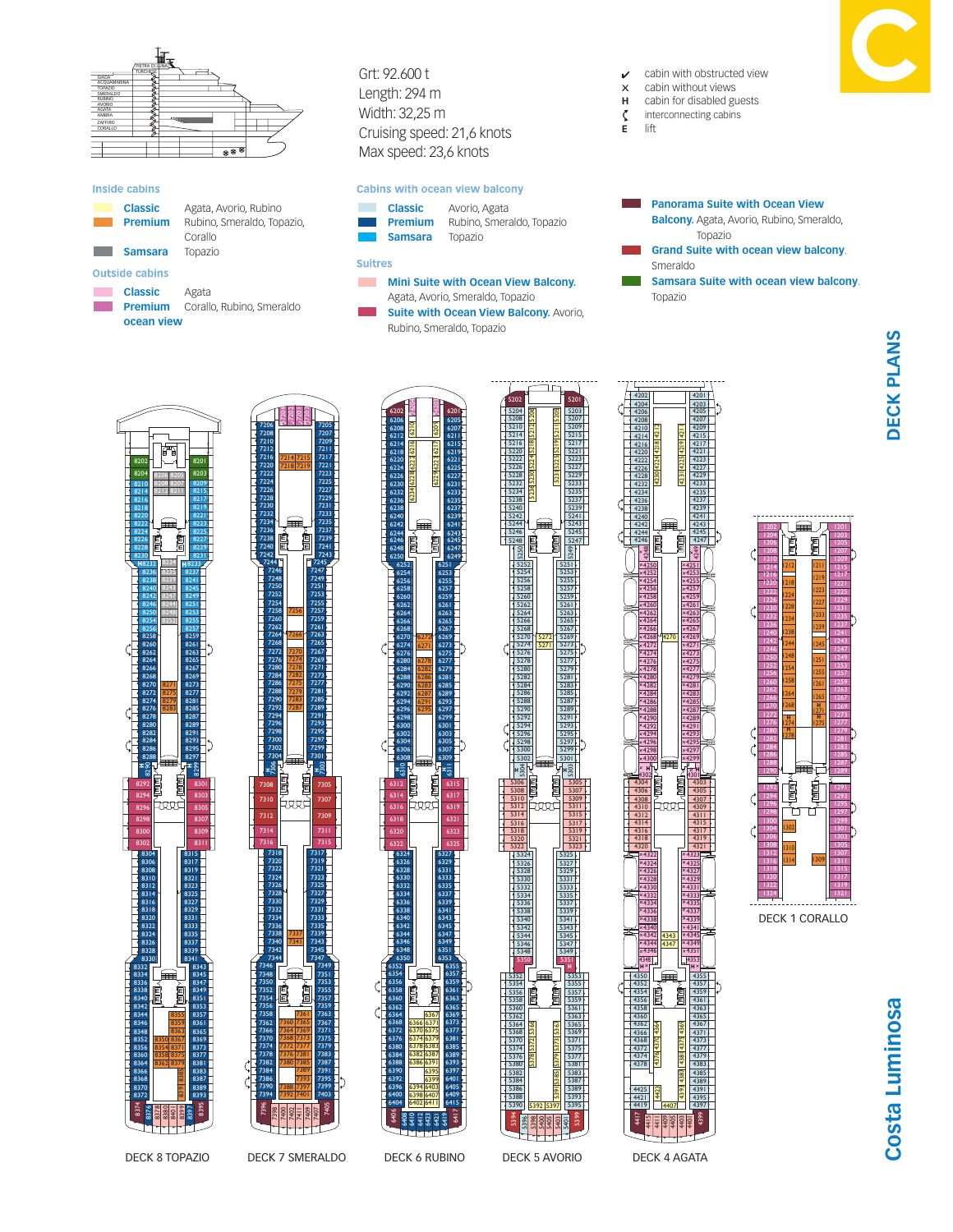Grt: 92.600 t
Length: 294 m
Width: 32,25 m
Cruising speed: 21,6 knots
Max speed: 23,6 knots

- ✔ cabin with obstructed view
- × cabin without views
- H cabin for disabled guests
- interconnecting cabins
- E lift

C

### Inside cabins

- **Classic** Agata, Avorio, Rubino
- **Premium** Rubino, Smeraldo, Topazio, Corallo
- **Samsara** Topazio

### Outside cabins

- **Classic** Agata
- **Premium ocean view** Corallo, Rubino, Smeraldo

### Cabins with ocean view balcony

- **Classic** Avorio, Agata
- **Premium** Rubino, Smeraldo, Topazio
- **Samsara** Topazio

### Suites

- **Mini Suite with Ocean View Balcony.** Agata, Avorio, Smeraldo, Topazio
- **Suite with Ocean View Balcony.** Avorio, Rubino, Smeraldo, Topazio
- **Panorama Suite with Ocean View Balcony.** Agata, Avorio, Rubino, Smeraldo, Topazio
- **Grand Suite with ocean view balcony.** Smeraldo
- **Samsara Suite with ocean view balcony.** Topazio

## DECK PLANS

DECK 8 TOPAZIO

DECK 7 SMERALDO

DECK 6 RUBINO

DECK 5 AVORIO

DECK 4 AGATA

DECK 1 CORALLO

## Costa Luminosa